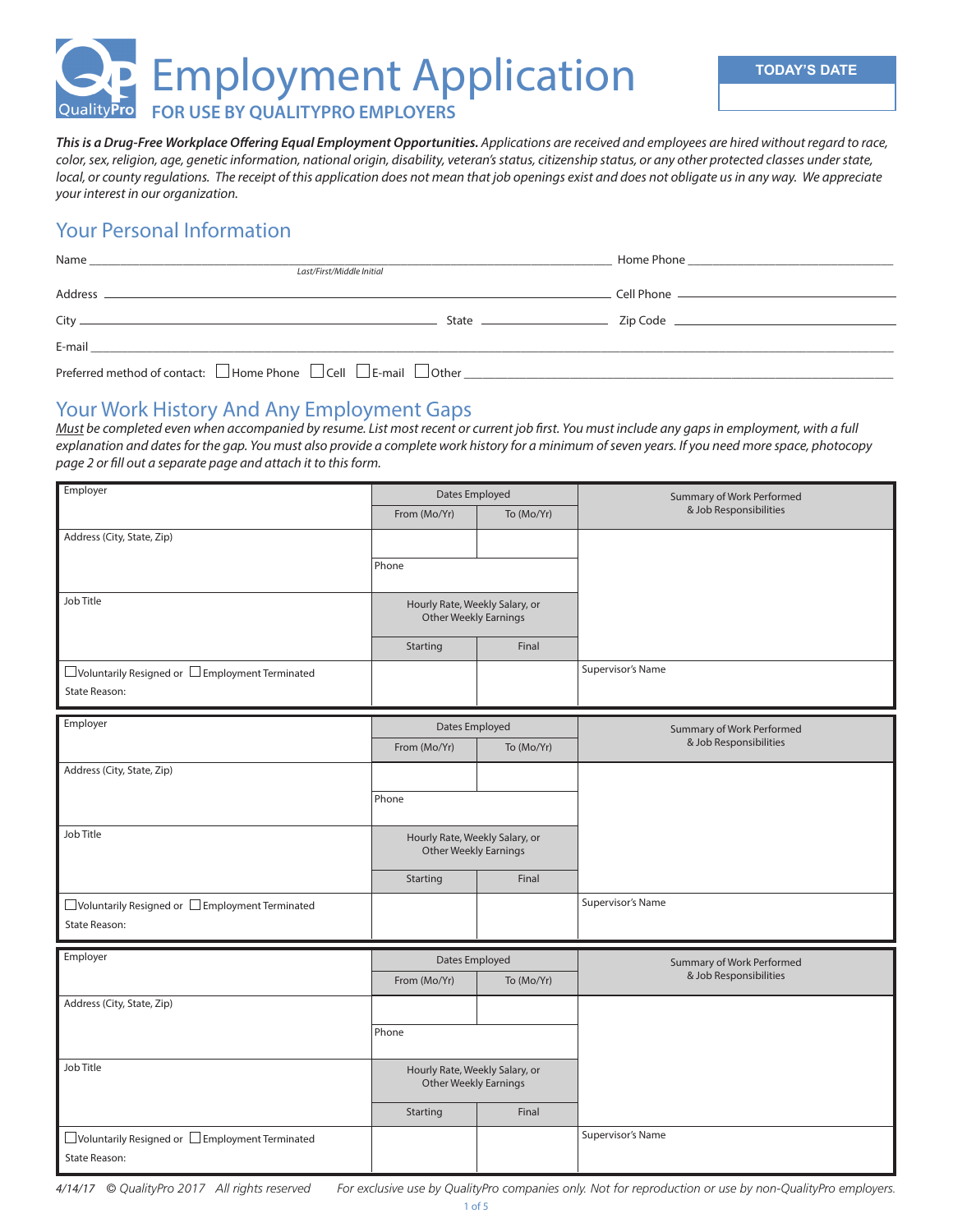# Employment Application

**FOR USE BY QUALITYPRO EMPLOYERS**

**TODAY'S DATE**

***This is a Drug-Free Workplace Offering Equal Employment Opportunities.*** *Applications are received and employees are hired without regard to race, color, sex, religion, age, genetic information, national origin, disability, veteran's status, citizenship status, or any other protected classes under state, local, or county regulations. The receipt of this application does not mean that job openings exist and does not obligate us in any way. We appreciate your interest in our organization.*

## Your Personal Information

Name ______________________________ (Last/First/Middle Initial) Home Phone ______________________________

Address ______________________________ Cell Phone ______________________________

City ______________________________ State ______________ Zip Code ______________

E-mail ______________________________

Preferred method of contact: ☐ Home Phone ☐ Cell ☐ E-mail ☐ Other ______________________________

## Your Work History And Any Employment Gaps

*Must be completed even when accompanied by resume. List most recent or current job first. You must include any gaps in employment, with a full explanation and dates for the gap. You must also provide a complete work history for a minimum of seven years. If you need more space, photocopy page 2 or fill out a separate page and attach it to this form.*

| Employer | Dates Employed | | Summary of Work Performed & Job Responsibilities |
|---|---|---|---|
| | From (Mo/Yr) | To (Mo/Yr) | |
| Address (City, State, Zip) | | | |
| | Phone | | |
| Job Title | Hourly Rate, Weekly Salary, or Other Weekly Earnings | | |
| | Starting | Final | |
| ☐ Voluntarily Resigned or ☐ Employment Terminated<br>State Reason: | | | Supervisor's Name |

| Employer | Dates Employed | | Summary of Work Performed & Job Responsibilities |
|---|---|---|---|
| | From (Mo/Yr) | To (Mo/Yr) | |
| Address (City, State, Zip) | | | |
| | Phone | | |
| Job Title | Hourly Rate, Weekly Salary, or Other Weekly Earnings | | |
| | Starting | Final | |
| ☐ Voluntarily Resigned or ☐ Employment Terminated<br>State Reason: | | | Supervisor's Name |

| Employer | Dates Employed | | Summary of Work Performed & Job Responsibilities |
|---|---|---|---|
| | From (Mo/Yr) | To (Mo/Yr) | |
| Address (City, State, Zip) | | | |
| | Phone | | |
| Job Title | Hourly Rate, Weekly Salary, or Other Weekly Earnings | | |
| | Starting | Final | |
| ☐ Voluntarily Resigned or ☐ Employment Terminated<br>State Reason: | | | Supervisor's Name |

*4/14/17 © QualityPro 2017 All rights reserved For exclusive use by QualityPro companies only. Not for reproduction or use by non-QualityPro employers.*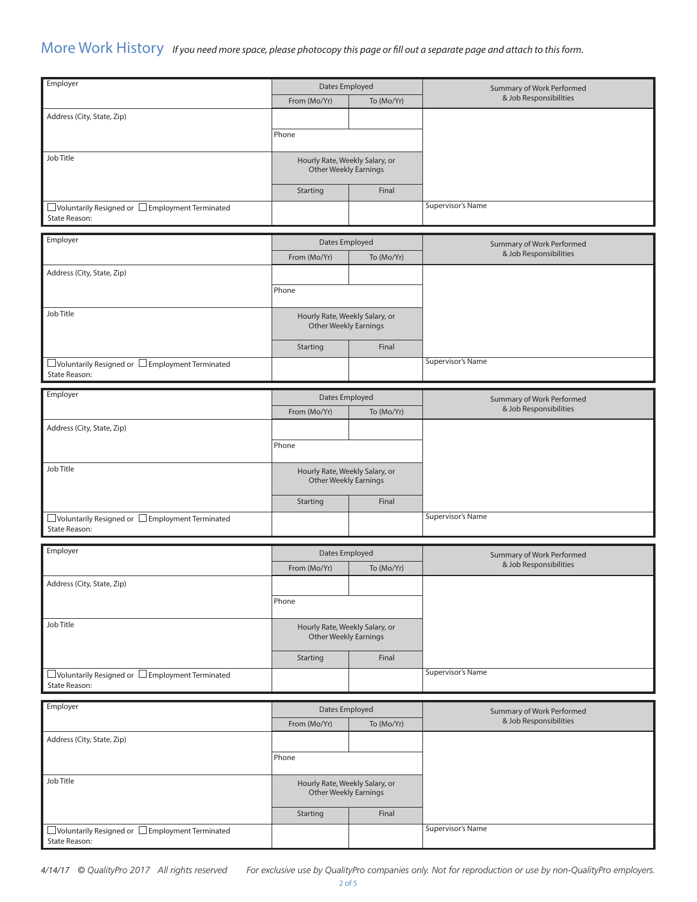## More Work History *If you need more space, please photocopy this page or fill out a separate page and attach to this form.*

| Employer | Dates Employed | | Summary of Work Performed & Job Responsibilities |
|---|---|---|---|
| | From (Mo/Yr) | To (Mo/Yr) | |
| Address (City, State, Zip) | | | |
| | Phone | | |
| Job Title | Hourly Rate, Weekly Salary, or Other Weekly Earnings | | |
| | Starting | Final | |
| ☐ Voluntarily Resigned or ☐ Employment Terminated<br>State Reason: | | | Supervisor's Name |

| Employer | Dates Employed | | Summary of Work Performed & Job Responsibilities |
|---|---|---|---|
| | From (Mo/Yr) | To (Mo/Yr) | |
| Address (City, State, Zip) | | | |
| | Phone | | |
| Job Title | Hourly Rate, Weekly Salary, or Other Weekly Earnings | | |
| | Starting | Final | |
| ☐ Voluntarily Resigned or ☐ Employment Terminated<br>State Reason: | | | Supervisor's Name |

| Employer | Dates Employed | | Summary of Work Performed & Job Responsibilities |
|---|---|---|---|
| | From (Mo/Yr) | To (Mo/Yr) | |
| Address (City, State, Zip) | | | |
| | Phone | | |
| Job Title | Hourly Rate, Weekly Salary, or Other Weekly Earnings | | |
| | Starting | Final | |
| ☐ Voluntarily Resigned or ☐ Employment Terminated<br>State Reason: | | | Supervisor's Name |

| Employer | Dates Employed | | Summary of Work Performed & Job Responsibilities |
|---|---|---|---|
| | From (Mo/Yr) | To (Mo/Yr) | |
| Address (City, State, Zip) | | | |
| | Phone | | |
| Job Title | Hourly Rate, Weekly Salary, or Other Weekly Earnings | | |
| | Starting | Final | |
| ☐ Voluntarily Resigned or ☐ Employment Terminated<br>State Reason: | | | Supervisor's Name |

| Employer | Dates Employed | | Summary of Work Performed & Job Responsibilities |
|---|---|---|---|
| | From (Mo/Yr) | To (Mo/Yr) | |
| Address (City, State, Zip) | | | |
| | Phone | | |
| Job Title | Hourly Rate, Weekly Salary, or Other Weekly Earnings | | |
| | Starting | Final | |
| ☐ Voluntarily Resigned or ☐ Employment Terminated<br>State Reason: | | | Supervisor's Name |

*4/14/17 © QualityPro 2017 All rights reserved For exclusive use by QualityPro companies only. Not for reproduction or use by non-QualityPro employers.*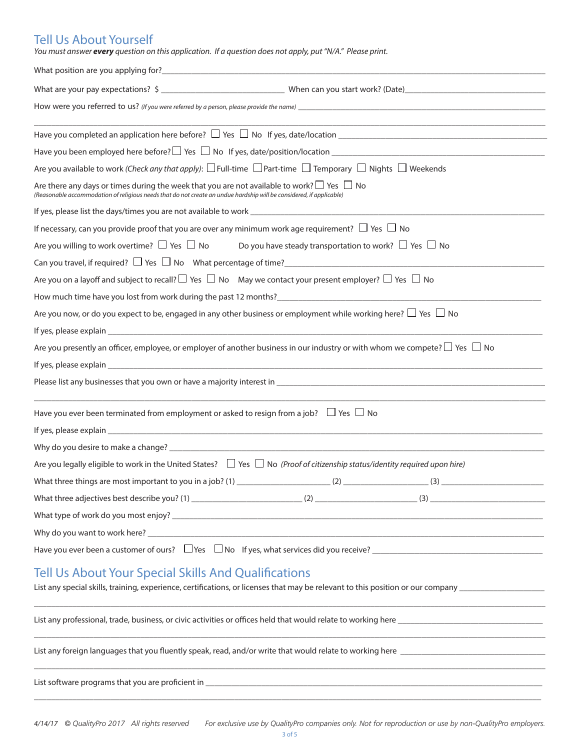## Tell Us About Yourself

*You must answer **every** question on this application. If a question does not apply, put "N/A." Please print.*

What position are you applying for?______________________________

What are your pay expectations? $ ______________ When can you start work? (Date)______________

How were you referred to us? *(If you were referred by a person, please provide the name)* ______________________________

______________________________

Have you completed an application here before? ☐ Yes ☐ No If yes, date/location ______________________________

Have you been employed here before? ☐ Yes ☐ No If yes, date/position/location ______________________________

Are you available to work *(Check any that apply)*: ☐ Full-time ☐ Part-time ☐ Temporary ☐ Nights ☐ Weekends

Are there any days or times during the week that you are not available to work? ☐ Yes ☐ No
*(Reasonable accommodation of religious needs that do not create an undue hardship will be considered, if applicable)*

If yes, please list the days/times you are not available to work ______________________________

If necessary, can you provide proof that you are over any minimum work age requirement? ☐ Yes ☐ No

Are you willing to work overtime? ☐ Yes ☐ No Do you have steady transportation to work? ☐ Yes ☐ No

Can you travel, if required? ☐ Yes ☐ No What percentage of time?______________________________

Are you on a layoff and subject to recall? ☐ Yes ☐ No May we contact your present employer? ☐ Yes ☐ No

How much time have you lost from work during the past 12 months?______________________________

Are you now, or do you expect to be, engaged in any other business or employment while working here? ☐ Yes ☐ No

If yes, please explain ______________________________

Are you presently an officer, employee, or employer of another business in our industry or with whom we compete? ☐ Yes ☐ No

If yes, please explain ______________________________

Please list any businesses that you own or have a majority interest in ______________________________

______________________________

Have you ever been terminated from employment or asked to resign from a job? ☐ Yes ☐ No

If yes, please explain ______________________________

Why do you desire to make a change? ______________________________

Are you legally eligible to work in the United States? ☐ Yes ☐ No *(Proof of citizenship status/identity required upon hire)*

What three things are most important to you in a job? (1) ______________ (2) ______________ (3) ______________

What three adjectives best describe you? (1) ______________ (2) ______________ (3) ______________

What type of work do you most enjoy? ______________________________

Why do you want to work here? ______________________________

Have you ever been a customer of ours? ☐ Yes ☐ No If yes, what services did you receive? ______________________________

## Tell Us About Your Special Skills And Qualifications

List any special skills, training, experience, certifications, or licenses that may be relevant to this position or our company ______________

______________________________

List any professional, trade, business, or civic activities or offices held that would relate to working here ______________

______________________________

List any foreign languages that you fluently speak, read, and/or write that would relate to working here ______________

______________________________

List software programs that you are proficient in ______________________________

______________________________

*4/14/17 © QualityPro 2017 All rights reserved For exclusive use by QualityPro companies only. Not for reproduction or use by non-QualityPro employers.*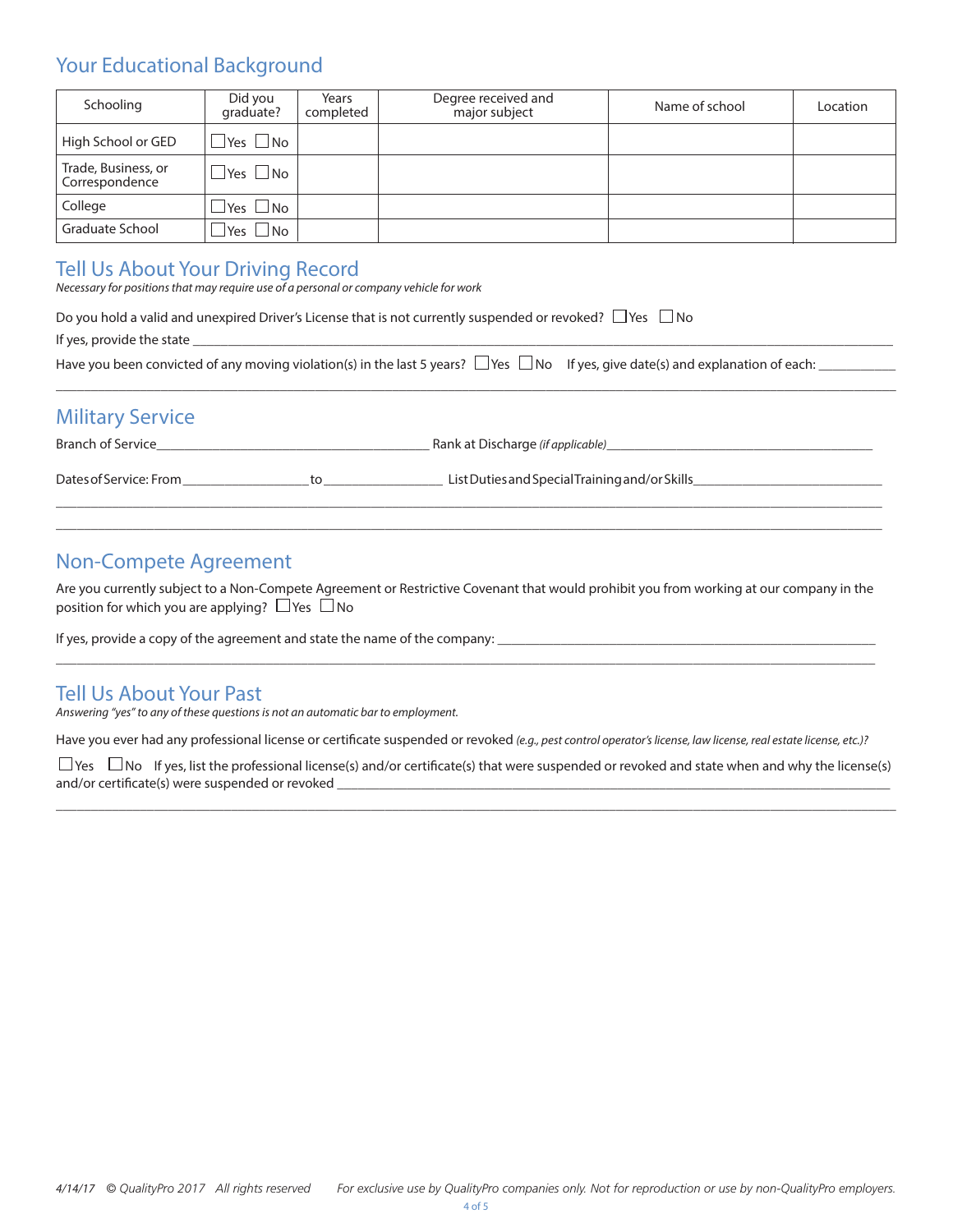## Your Educational Background

| Schooling | Did you graduate? | Years completed | Degree received and major subject | Name of school | Location |
|---|---|---|---|---|---|
| High School or GED | ☐Yes ☐No | | | | |
| Trade, Business, or Correspondence | ☐Yes ☐No | | | | |
| College | ☐Yes ☐No | | | | |
| Graduate School | ☐Yes ☐No | | | | |

## Tell Us About Your Driving Record

*Necessary for positions that may require use of a personal or company vehicle for work*

Do you hold a valid and unexpired Driver's License that is not currently suspended or revoked? ☐Yes ☐No

If yes, provide the state ___________________________________________________________________________

Have you been convicted of any moving violation(s) in the last 5 years? ☐Yes ☐No If yes, give date(s) and explanation of each: ___________

_____________________________________________________________________________________________

## Military Service

Branch of Service_________________________________ Rank at Discharge *(if applicable)*_________________________________

Dates of Service: From_______________ to______________ List Duties and Special Training and/or Skills_______________________

_____________________________________________________________________________________________

_____________________________________________________________________________________________

## Non-Compete Agreement

Are you currently subject to a Non-Compete Agreement or Restrictive Covenant that would prohibit you from working at our company in the position for which you are applying? ☐Yes ☐No

If yes, provide a copy of the agreement and state the name of the company: _________________________________________

_____________________________________________________________________________________________

## Tell Us About Your Past

*Answering "yes" to any of these questions is not an automatic bar to employment.*

Have you ever had any professional license or certificate suspended or revoked *(e.g., pest control operator's license, law license, real estate license, etc.)?*

☐Yes ☐No If yes, list the professional license(s) and/or certificate(s) that were suspended or revoked and state when and why the license(s) and/or certificate(s) were suspended or revoked ____________________________________________________________

_____________________________________________________________________________________________

4/14/17 © QualityPro 2017 All rights reserved *For exclusive use by QualityPro companies only. Not for reproduction or use by non-QualityPro employers.*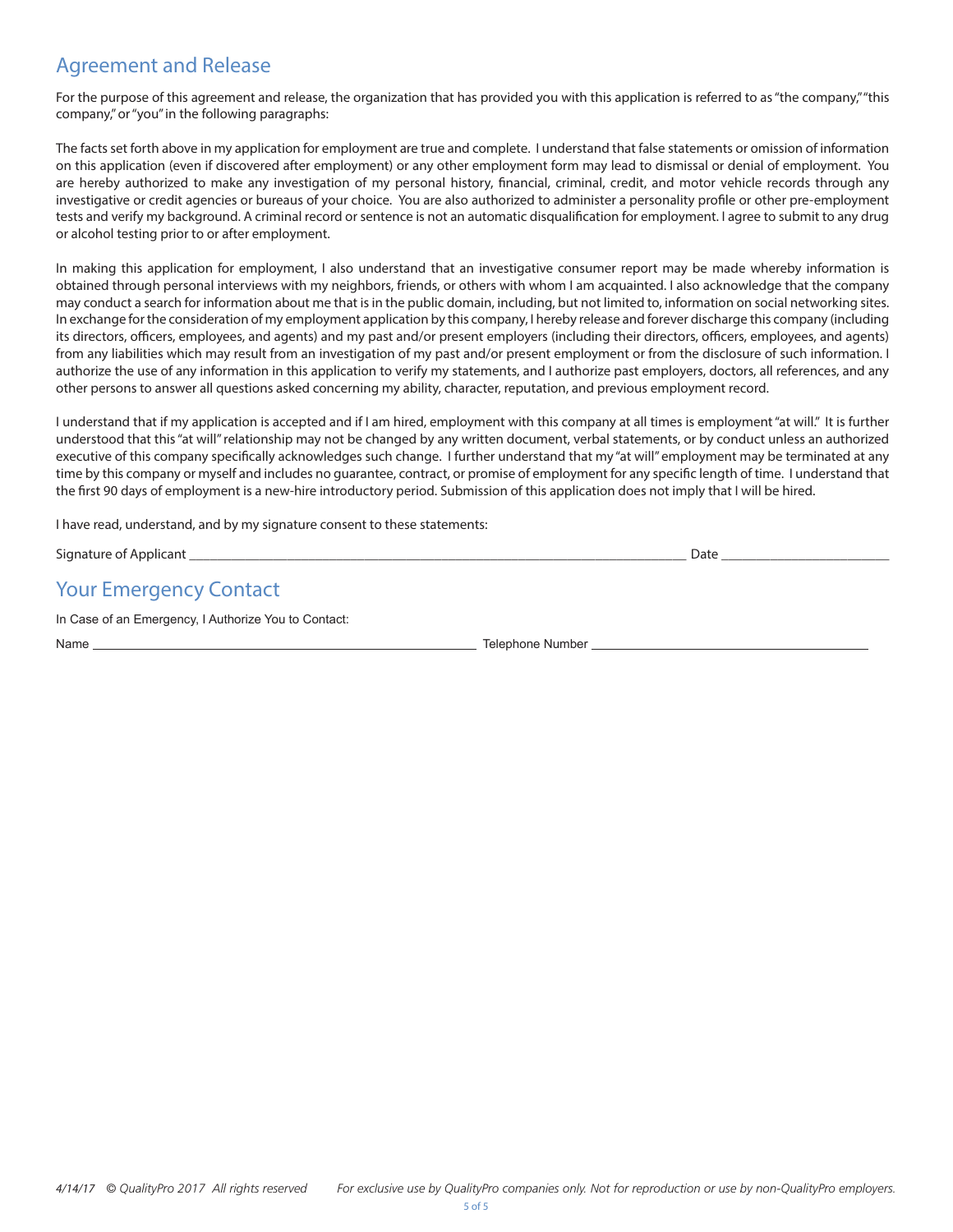## Agreement and Release

For the purpose of this agreement and release, the organization that has provided you with this application is referred to as "the company," "this company," or "you" in the following paragraphs:

The facts set forth above in my application for employment are true and complete. I understand that false statements or omission of information on this application (even if discovered after employment) or any other employment form may lead to dismissal or denial of employment. You are hereby authorized to make any investigation of my personal history, financial, criminal, credit, and motor vehicle records through any investigative or credit agencies or bureaus of your choice. You are also authorized to administer a personality profile or other pre-employment tests and verify my background. A criminal record or sentence is not an automatic disqualification for employment. I agree to submit to any drug or alcohol testing prior to or after employment.

In making this application for employment, I also understand that an investigative consumer report may be made whereby information is obtained through personal interviews with my neighbors, friends, or others with whom I am acquainted. I also acknowledge that the company may conduct a search for information about me that is in the public domain, including, but not limited to, information on social networking sites. In exchange for the consideration of my employment application by this company, I hereby release and forever discharge this company (including its directors, officers, employees, and agents) and my past and/or present employers (including their directors, officers, employees, and agents) from any liabilities which may result from an investigation of my past and/or present employment or from the disclosure of such information. I authorize the use of any information in this application to verify my statements, and I authorize past employers, doctors, all references, and any other persons to answer all questions asked concerning my ability, character, reputation, and previous employment record.

I understand that if my application is accepted and if I am hired, employment with this company at all times is employment "at will." It is further understood that this "at will" relationship may not be changed by any written document, verbal statements, or by conduct unless an authorized executive of this company specifically acknowledges such change. I further understand that my "at will" employment may be terminated at any time by this company or myself and includes no guarantee, contract, or promise of employment for any specific length of time. I understand that the first 90 days of employment is a new-hire introductory period. Submission of this application does not imply that I will be hired.

I have read, understand, and by my signature consent to these statements:

Signature of Applicant ______________________________________________ Date ____________________

## Your Emergency Contact

In Case of an Emergency, I Authorize You to Contact:

Name ________________________________________ Telephone Number ________________________________

*4/14/17 © QualityPro 2017 All rights reserved* *For exclusive use by QualityPro companies only. Not for reproduction or use by non-QualityPro employers.*